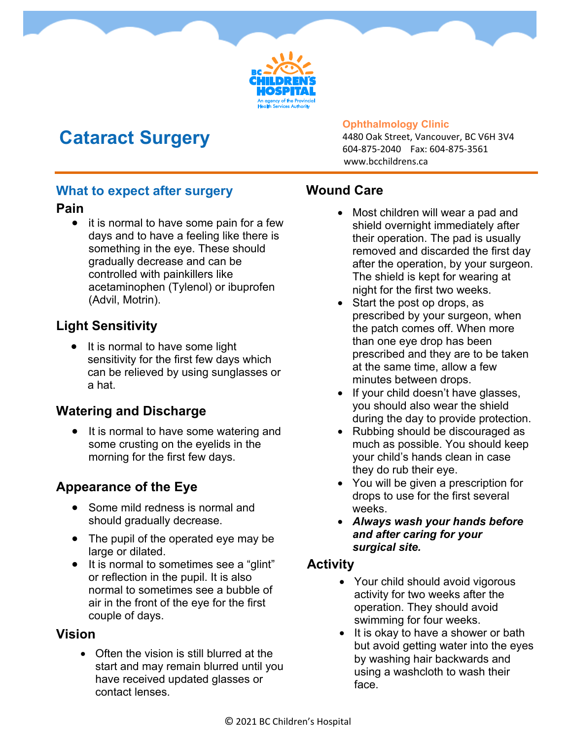BC CHILDREN'S HOSPITAL
An agency of the Provincial Health Services Authority

# Cataract Surgery

**Ophthalmology Clinic**
4480 Oak Street, Vancouver, BC V6H 3V4
604-875-2040 Fax: 604-875-3561
www.bcchildrens.ca

## What to expect after surgery

### Pain

- it is normal to have some pain for a few days and to have a feeling like there is something in the eye. These should gradually decrease and can be controlled with painkillers like acetaminophen (Tylenol) or ibuprofen (Advil, Motrin).

### Light Sensitivity

- It is normal to have some light sensitivity for the first few days which can be relieved by using sunglasses or a hat.

### Watering and Discharge

- It is normal to have some watering and some crusting on the eyelids in the morning for the first few days.

### Appearance of the Eye

- Some mild redness is normal and should gradually decrease.
- The pupil of the operated eye may be large or dilated.
- It is normal to sometimes see a "glint" or reflection in the pupil. It is also normal to sometimes see a bubble of air in the front of the eye for the first couple of days.

### Vision

- Often the vision is still blurred at the start and may remain blurred until you have received updated glasses or contact lenses.

### Wound Care

- Most children will wear a pad and shield overnight immediately after their operation. The pad is usually removed and discarded the first day after the operation, by your surgeon. The shield is kept for wearing at night for the first two weeks.
- Start the post op drops, as prescribed by your surgeon, when the patch comes off. When more than one eye drop has been prescribed and they are to be taken at the same time, allow a few minutes between drops.
- If your child doesn't have glasses, you should also wear the shield during the day to provide protection.
- Rubbing should be discouraged as much as possible. You should keep your child's hands clean in case they do rub their eye.
- You will be given a prescription for drops to use for the first several weeks.
- ***Always wash your hands before and after caring for your surgical site.***

### Activity

- Your child should avoid vigorous activity for two weeks after the operation. They should avoid swimming for four weeks.
- It is okay to have a shower or bath but avoid getting water into the eyes by washing hair backwards and using a washcloth to wash their face.

© 2021 BC Children's Hospital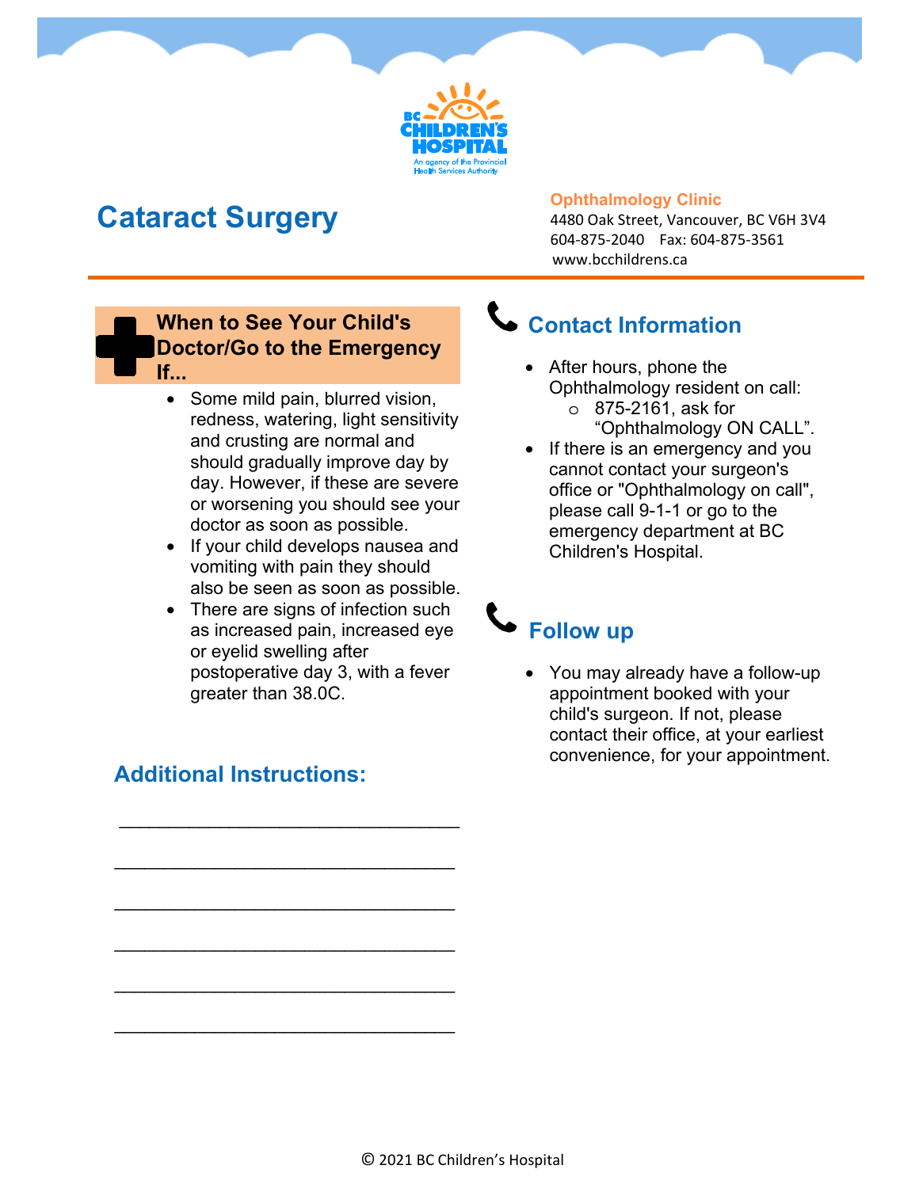# Cataract Surgery

**Ophthalmology Clinic**
4480 Oak Street, Vancouver, BC V6H 3V4
604-875-2040 Fax: 604-875-3561
www.bcchildrens.ca

## When to See Your Child's Doctor/Go to the Emergency If...

- Some mild pain, blurred vision, redness, watering, light sensitivity and crusting are normal and should gradually improve day by day. However, if these are severe or worsening you should see your doctor as soon as possible.
- If your child develops nausea and vomiting with pain they should also be seen as soon as possible.
- There are signs of infection such as increased pain, increased eye or eyelid swelling after postoperative day 3, with a fever greater than 38.0C.

## Additional Instructions:

___________________________________

___________________________________

___________________________________

___________________________________

___________________________________

___________________________________

## Contact Information

- After hours, phone the Ophthalmology resident on call:
  - 875-2161, ask for "Ophthalmology ON CALL".
- If there is an emergency and you cannot contact your surgeon's office or "Ophthalmology on call", please call 9-1-1 or go to the emergency department at BC Children's Hospital.

## Follow up

- You may already have a follow-up appointment booked with your child's surgeon. If not, please contact their office, at your earliest convenience, for your appointment.

© 2021 BC Children's Hospital